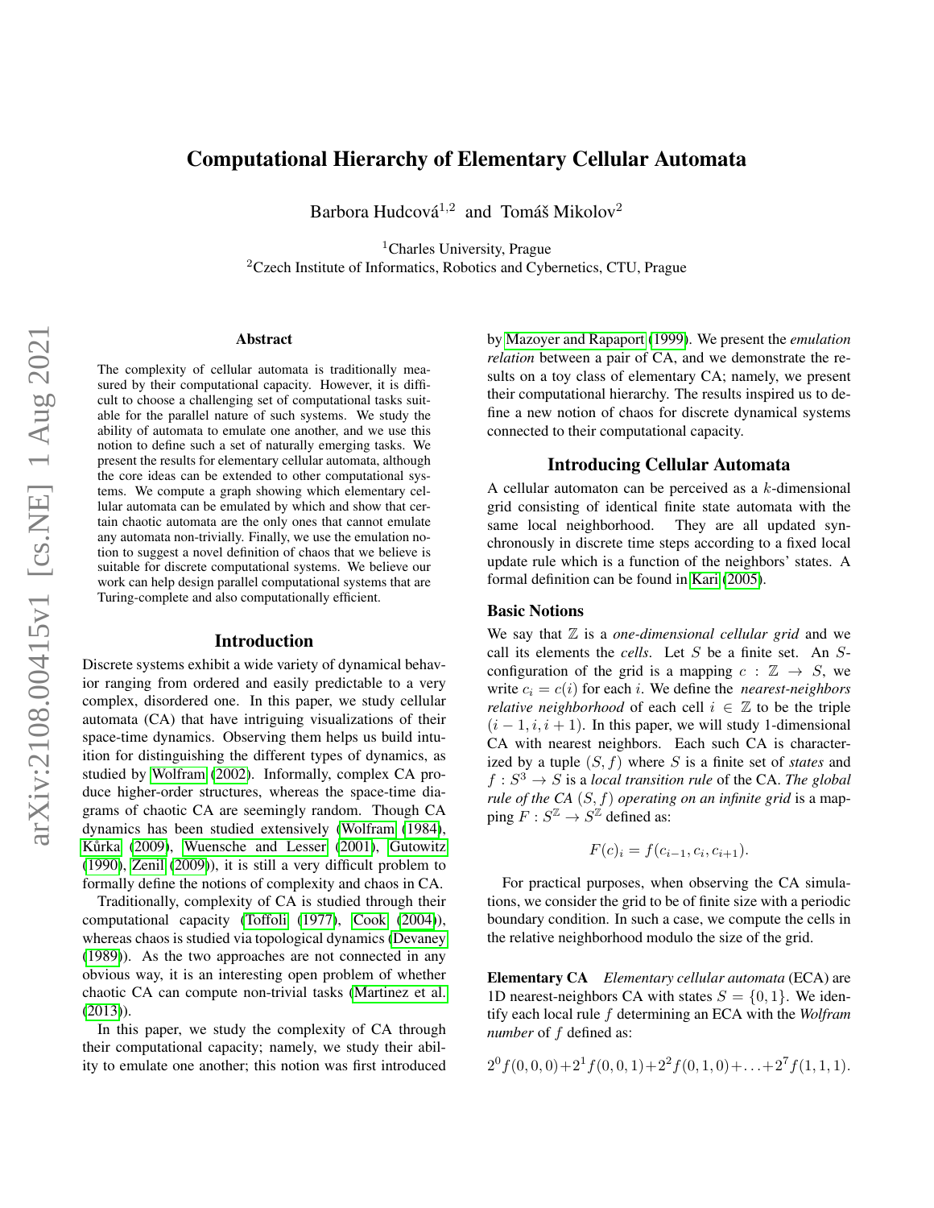# Computational Hierarchy of Elementary Cellular Automata

Barbora Hudcová[1,2] and Tomáš Mikolov[2]

[1]Charles University, Prague
[2]Czech Institute of Informatics, Robotics and Cybernetics, CTU, Prague

## Abstract

The complexity of cellular automata is traditionally measured by their computational capacity. However, it is difficult to choose a challenging set of computational tasks suitable for the parallel nature of such systems. We study the ability of automata to emulate one another, and we use this notion to define such a set of naturally emerging tasks. We present the results for elementary cellular automata, although the core ideas can be extended to other computational systems. We compute a graph showing which elementary cellular automata can be emulated by which and show that certain chaotic automata are the only ones that cannot emulate any automata non-trivially. Finally, we use the emulation notion to suggest a novel definition of chaos that we believe is suitable for discrete computational systems. We believe our work can help design parallel computational systems that are Turing-complete and also computationally efficient.

## Introduction

Discrete systems exhibit a wide variety of dynamical behavior ranging from ordered and easily predictable to a very complex, disordered one. In this paper, we study cellular automata (CA) that have intriguing visualizations of their space-time dynamics. Observing them helps us build intuition for distinguishing the different types of dynamics, as studied by Wolfram (2002). Informally, complex CA produce higher-order structures, whereas the space-time diagrams of chaotic CA are seemingly random. Though CA dynamics has been studied extensively (Wolfram (1984), Kůrka (2009), Wuensche and Lesser (2001), Gutowitz (1990), Zenil (2009)), it is still a very difficult problem to formally define the notions of complexity and chaos in CA.

Traditionally, complexity of CA is studied through their computational capacity (Toffoli (1977), Cook (2004)), whereas chaos is studied via topological dynamics (Devaney (1989)). As the two approaches are not connected in any obvious way, it is an interesting open problem of whether chaotic CA can compute non-trivial tasks (Martinez et al. (2013)).

In this paper, we study the complexity of CA through their computational capacity; namely, we study their ability to emulate one another; this notion was first introduced by Mazoyer and Rapaport (1999). We present the *emulation relation* between a pair of CA, and we demonstrate the results on a toy class of elementary CA; namely, we present their computational hierarchy. The results inspired us to define a new notion of chaos for discrete dynamical systems connected to their computational capacity.

## Introducing Cellular Automata

A cellular automaton can be perceived as a $k$-dimensional grid consisting of identical finite state automata with the same local neighborhood. They are all updated synchronously in discrete time steps according to a fixed local update rule which is a function of the neighbors' states. A formal definition can be found in Kari (2005).

### Basic Notions

We say that $\mathbb{Z}$ is a *one-dimensional cellular grid* and we call its elements the *cells*. Let $S$ be a finite set. An $S$-configuration of the grid is a mapping $c : \mathbb{Z} \to S$, we write $c_i = c(i)$ for each $i$. We define the *nearest-neighbors relative neighborhood* of each cell $i \in \mathbb{Z}$ to be the triple $(i-1, i, i+1)$. In this paper, we will study 1-dimensional CA with nearest neighbors. Each such CA is characterized by a tuple $(S, f)$ where $S$ is a finite set of *states* and $f : S^3 \to S$ is a *local transition rule* of the CA. *The global rule of the CA* $(S, f)$ *operating on an infinite grid* is a mapping $F : S^{\mathbb{Z}} \to S^{\mathbb{Z}}$ defined as:

$$F(c)_i = f(c_{i-1}, c_i, c_{i+1}).$$

For practical purposes, when observing the CA simulations, we consider the grid to be of finite size with a periodic boundary condition. In such a case, we compute the cells in the relative neighborhood modulo the size of the grid.

**Elementary CA** *Elementary cellular automata* (ECA) are 1D nearest-neighbors CA with states $S = \{0, 1\}$. We identify each local rule $f$ determining an ECA with the *Wolfram number* of $f$ defined as:

$$2^0 f(0,0,0) + 2^1 f(0,0,1) + 2^2 f(0,1,0) + \ldots + 2^7 f(1,1,1).$$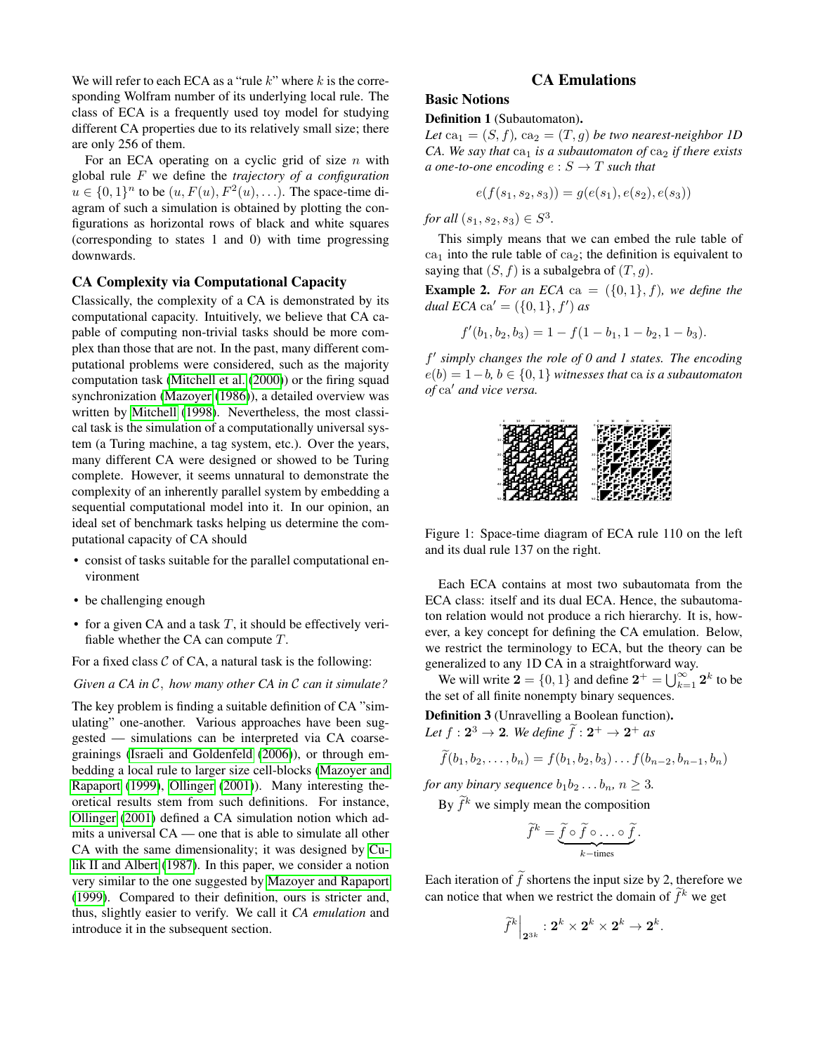We will refer to each ECA as a "rule $k$" where $k$ is the corresponding Wolfram number of its underlying local rule. The class of ECA is a frequently used toy model for studying different CA properties due to its relatively small size; there are only 256 of them.

For an ECA operating on a cyclic grid of size $n$ with global rule $F$ we define the *trajectory of a configuration* $u \in \{0,1\}^n$ to be $(u, F(u), F^2(u), \ldots)$. The space-time diagram of such a simulation is obtained by plotting the configurations as horizontal rows of black and white squares (corresponding to states 1 and 0) with time progressing downwards.

## CA Complexity via Computational Capacity

Classically, the complexity of a CA is demonstrated by its computational capacity. Intuitively, we believe that CA capable of computing non-trivial tasks should be more complex than those that are not. In the past, many different computational problems were considered, such as the majority computation task (Mitchell et al. (2000)) or the firing squad synchronization (Mazoyer (1986)), a detailed overview was written by Mitchell (1998). Nevertheless, the most classical task is the simulation of a computationally universal system (a Turing machine, a tag system, etc.). Over the years, many different CA were designed or showed to be Turing complete. However, it seems unnatural to demonstrate the complexity of an inherently parallel system by embedding a sequential computational model into it. In our opinion, an ideal set of benchmark tasks helping us determine the computational capacity of CA should

- consist of tasks suitable for the parallel computational environment
- be challenging enough
- for a given CA and a task $T$, it should be effectively verifiable whether the CA can compute $T$.

For a fixed class $\mathcal{C}$ of CA, a natural task is the following:

*Given a CA in $\mathcal{C}$, how many other CA in $\mathcal{C}$ can it simulate?*

The key problem is finding a suitable definition of CA "simulating" one-another. Various approaches have been suggested — simulations can be interpreted via CA coarse-grainings (Israeli and Goldenfeld (2006)), or through embedding a local rule to larger size cell-blocks (Mazoyer and Rapaport (1999), Ollinger (2001)). Many interesting theoretical results stem from such definitions. For instance, Ollinger (2001) defined a CA simulation notion which admits a universal CA — one that is able to simulate all other CA with the same dimensionality; it was designed by Culik II and Albert (1987). In this paper, we consider a notion very similar to the one suggested by Mazoyer and Rapaport (1999). Compared to their definition, ours is stricter and, thus, slightly easier to verify. We call it *CA emulation* and introduce it in the subsequent section.

# CA Emulations

## Basic Notions

**Definition 1** (Subautomaton)**.** *Let $\mathrm{ca}_1 = (S, f)$, $\mathrm{ca}_2 = (T, g)$ be two nearest-neighbor 1D CA. We say that $\mathrm{ca}_1$ is a subautomaton of $\mathrm{ca}_2$ if there exists a one-to-one encoding $e : S \to T$ such that*

$$e(f(s_1, s_2, s_3)) = g(e(s_1), e(s_2), e(s_3))$$

*for all $(s_1, s_2, s_3) \in S^3$.*

This simply means that we can embed the rule table of $\mathrm{ca}_1$ into the rule table of $\mathrm{ca}_2$; the definition is equivalent to saying that $(S, f)$ is a subalgebra of $(T, g)$.

**Example 2.** *For an ECA $\mathrm{ca} = (\{0,1\}, f)$, we define the dual ECA $\mathrm{ca}' = (\{0,1\}, f')$ as*

$$f'(b_1, b_2, b_3) = 1 - f(1 - b_1, 1 - b_2, 1 - b_3).$$

*$f'$ simply changes the role of 0 and 1 states. The encoding $e(b) = 1 - b$, $b \in \{0,1\}$ witnesses that $\mathrm{ca}$ is a subautomaton of $\mathrm{ca}'$ and vice versa.*

Figure 1: Space-time diagram of ECA rule 110 on the left and its dual rule 137 on the right.

Each ECA contains at most two subautomata from the ECA class: itself and its dual ECA. Hence, the subautomaton relation would not produce a rich hierarchy. It is, however, a key concept for defining the CA emulation. Below, we restrict the terminology to ECA, but the theory can be generalized to any 1D CA in a straightforward way.

We will write $\mathbf{2} = \{0,1\}$ and define $\mathbf{2}^+ = \bigcup_{k=1}^{\infty} \mathbf{2}^k$ to be the set of all finite nonempty binary sequences.

**Definition 3** (Unravelling a Boolean function)**.** *Let $f : \mathbf{2}^3 \to \mathbf{2}$. We define $\widetilde{f} : \mathbf{2}^+ \to \mathbf{2}^+$ as*

$$\widetilde{f}(b_1, b_2, \ldots, b_n) = f(b_1, b_2, b_3) \ldots f(b_{n-2}, b_{n-1}, b_n)$$

*for any binary sequence $b_1 b_2 \ldots b_n$, $n \geq 3$.*

By $\widetilde{f}^k$ we simply mean the composition

$$\widetilde{f}^k = \underbrace{\widetilde{f} \circ \widetilde{f} \circ \ldots \circ \widetilde{f}}_{k-\text{times}}.$$

Each iteration of $\widetilde{f}$ shortens the input size by 2, therefore we can notice that when we restrict the domain of $\widetilde{f}^k$ we get

$$\widetilde{f}^k \Big|_{\mathbf{2}^{3k}} : \mathbf{2}^k \times \mathbf{2}^k \times \mathbf{2}^k \to \mathbf{2}^k.$$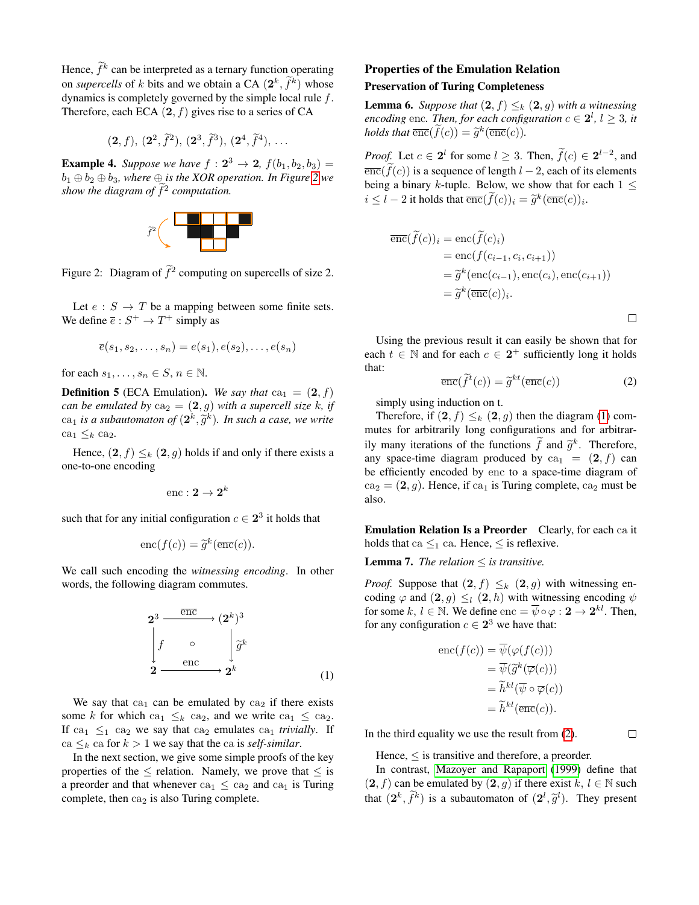Hence, $\widetilde{f}^k$ can be interpreted as a ternary function operating on *supercells* of $k$ bits and we obtain a CA $(\mathbf{2}^k, \widetilde{f}^k)$ whose dynamics is completely governed by the simple local rule $f$. Therefore, each ECA $(\mathbf{2}, f)$ gives rise to a series of CA

$$(\mathbf{2}, f),\ (\mathbf{2}^2, \widetilde{f}^2),\ (\mathbf{2}^3, \widetilde{f}^3),\ (\mathbf{2}^4, \widetilde{f}^4),\ \ldots$$

**Example 4.** *Suppose we have $f : \mathbf{2}^3 \to \mathbf{2}$, $f(b_1, b_2, b_3) = b_1 \oplus b_2 \oplus b_3$, where $\oplus$ is the XOR operation. In Figure 2 we show the diagram of $\widetilde{f}^2$ computation.*

Figure 2: Diagram of $\widetilde{f}^2$ computing on supercells of size 2.

Let $e : S \to T$ be a mapping between some finite sets. We define $\overline{e} : S^+ \to T^+$ simply as

$$\overline{e}(s_1, s_2, \ldots, s_n) = e(s_1), e(s_2), \ldots, e(s_n)$$

for each $s_1, \ldots, s_n \in S$, $n \in \mathbb{N}$.

**Definition 5** (ECA Emulation). *We say that $\mathrm{ca}_1 = (\mathbf{2}, f)$ can be emulated by $\mathrm{ca}_2 = (\mathbf{2}, g)$ with a supercell size $k$, if $\mathrm{ca}_1$ is a subautomaton of $(\mathbf{2}^k, \widetilde{g}^k)$. In such a case, we write $\mathrm{ca}_1 \leq_k \mathrm{ca}_2$.*

Hence, $(\mathbf{2}, f) \leq_k (\mathbf{2}, g)$ holds if and only if there exists a one-to-one encoding

$$\mathrm{enc} : \mathbf{2} \to \mathbf{2}^k$$

such that for any initial configuration $c \in \mathbf{2}^3$ it holds that

$$\mathrm{enc}(f(c)) = \widetilde{g}^k(\overline{\mathrm{enc}}(c)).$$

We call such encoding the *witnessing encoding*. In other words, the following diagram commutes.

$$\begin{array}{ccc} \mathbf{2}^3 & \xrightarrow{\overline{\mathrm{enc}}} & (\mathbf{2}^k)^3 \\ \big\downarrow f & \circ & \big\downarrow \widetilde{g}^k \\ \mathbf{2} & \xrightarrow{\mathrm{enc}} & \mathbf{2}^k \end{array} \tag{1}$$

We say that $\mathrm{ca}_1$ can be emulated by $\mathrm{ca}_2$ if there exists some $k$ for which $\mathrm{ca}_1 \leq_k \mathrm{ca}_2$, and we write $\mathrm{ca}_1 \leq \mathrm{ca}_2$. If $\mathrm{ca}_1 \leq_1 \mathrm{ca}_2$ we say that $\mathrm{ca}_2$ emulates $\mathrm{ca}_1$ *trivially*. If $\mathrm{ca} \leq_k \mathrm{ca}$ for $k > 1$ we say that the ca is *self-similar*.

In the next section, we give some simple proofs of the key properties of the $\leq$ relation. Namely, we prove that $\leq$ is a preorder and that whenever $\mathrm{ca}_1 \leq \mathrm{ca}_2$ and $\mathrm{ca}_1$ is Turing complete, then $\mathrm{ca}_2$ is also Turing complete.

## Properties of the Emulation Relation

### Preservation of Turing Completeness

**Lemma 6.** *Suppose that $(\mathbf{2}, f) \leq_k (\mathbf{2}, g)$ with a witnessing encoding enc. Then, for each configuration $c \in \mathbf{2}^l$, $l \geq 3$, it holds that $\overline{\mathrm{enc}}(\widetilde{f}(c)) = \widetilde{g}^k(\overline{\mathrm{enc}}(c))$.*

*Proof.* Let $c \in \mathbf{2}^l$ for some $l \geq 3$. Then, $\widetilde{f}(c) \in \mathbf{2}^{l-2}$, and $\overline{\mathrm{enc}}(\widetilde{f}(c))$ is a sequence of length $l - 2$, each of its elements being a binary $k$-tuple. Below, we show that for each $1 \leq i \leq l - 2$ it holds that $\overline{\mathrm{enc}}(\widetilde{f}(c))_i = \widetilde{g}^k(\overline{\mathrm{enc}}(c))_i$.

$$\begin{aligned}
\overline{\mathrm{enc}}(\widetilde{f}(c))_i &= \mathrm{enc}(\widetilde{f}(c)_i) \\
&= \mathrm{enc}(f(c_{i-1}, c_i, c_{i+1})) \\
&= \widetilde{g}^k(\mathrm{enc}(c_{i-1}), \mathrm{enc}(c_i), \mathrm{enc}(c_{i+1})) \\
&= \widetilde{g}^k(\overline{\mathrm{enc}}(c))_i.
\end{aligned}$$

□

Using the previous result it can easily be shown that for each $t \in \mathbb{N}$ and for each $c \in \mathbf{2}^+$ sufficiently long it holds that:

$$\overline{\mathrm{enc}}(\widetilde{f}^t(c)) = \widetilde{g}^{kt}(\overline{\mathrm{enc}}(c)) \tag{2}$$

simply using induction on t.

Therefore, if $(\mathbf{2}, f) \leq_k (\mathbf{2}, g)$ then the diagram (1) commutes for arbitrarily long configurations and for arbitrarily many iterations of the functions $\widetilde{f}$ and $\widetilde{g}^k$. Therefore, any space-time diagram produced by $\mathrm{ca}_1 = (\mathbf{2}, f)$ can be efficiently encoded by enc to a space-time diagram of $\mathrm{ca}_2 = (\mathbf{2}, g)$. Hence, if $\mathrm{ca}_1$ is Turing complete, $\mathrm{ca}_2$ must be also.

**Emulation Relation Is a Preorder** Clearly, for each ca it holds that $\mathrm{ca} \leq_1 \mathrm{ca}$. Hence, $\leq$ is reflexive.

**Lemma 7.** *The relation $\leq$ is transitive.*

*Proof.* Suppose that $(\mathbf{2}, f) \leq_k (\mathbf{2}, g)$ with witnessing encoding $\varphi$ and $(\mathbf{2}, g) \leq_l (\mathbf{2}, h)$ with witnessing encoding $\psi$ for some $k, l \in \mathbb{N}$. We define $\mathrm{enc} = \overline{\psi} \circ \varphi : \mathbf{2} \to \mathbf{2}^{kl}$. Then, for any configuration $c \in \mathbf{2}^3$ we have that:

$$\begin{aligned}
\mathrm{enc}(f(c)) &= \overline{\psi}(\varphi(f(c))) \\
&= \overline{\psi}(\widetilde{g}^k(\overline{\varphi}(c))) \\
&= \widetilde{h}^{kl}(\overline{\psi} \circ \overline{\varphi}(c)) \\
&= \widetilde{h}^{kl}(\overline{\mathrm{enc}}(c)).
\end{aligned}$$

In the third equality we use the result from (2). □

Hence, $\leq$ is transitive and therefore, a preorder.

In contrast, Mazoyer and Rapaport (1999) define that $(\mathbf{2}, f)$ can be emulated by $(\mathbf{2}, g)$ if there exist $k, l \in \mathbb{N}$ such that $(\mathbf{2}^k, \widetilde{f}^k)$ is a subautomaton of $(\mathbf{2}^l, \widetilde{g}^l)$. They present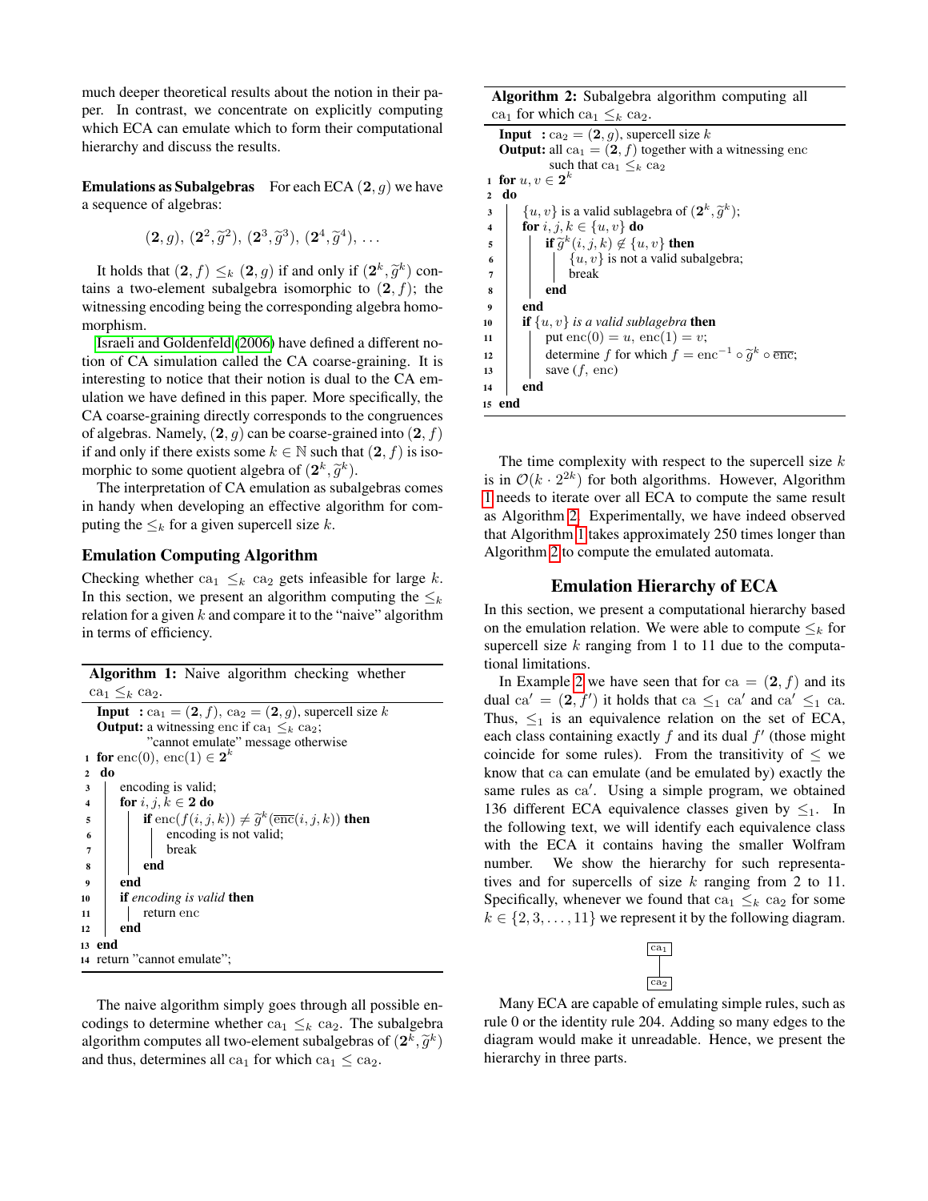much deeper theoretical results about the notion in their paper. In contrast, we concentrate on explicitly computing which ECA can emulate which to form their computational hierarchy and discuss the results.

**Emulations as Subalgebras** For each ECA $(\mathbf{2}, g)$ we have a sequence of algebras:

$$(\mathbf{2}, g),\ (\mathbf{2}^2, \widetilde{g}^2),\ (\mathbf{2}^3, \widetilde{g}^3),\ (\mathbf{2}^4, \widetilde{g}^4),\ \ldots$$

It holds that $(\mathbf{2}, f) \leq_k (\mathbf{2}, g)$ if and only if $(\mathbf{2}^k, \widetilde{g}^k)$ contains a two-element subalgebra isomorphic to $(\mathbf{2}, f)$; the witnessing encoding being the corresponding algebra homomorphism.

Israeli and Goldenfeld (2006) have defined a different notion of CA simulation called the CA coarse-graining. It is interesting to notice that their notion is dual to the CA emulation we have defined in this paper. More specifically, the CA coarse-graining directly corresponds to the congruences of algebras. Namely, $(\mathbf{2}, g)$ can be coarse-grained into $(\mathbf{2}, f)$ if and only if there exists some $k \in \mathbb{N}$ such that $(\mathbf{2}, f)$ is isomorphic to some quotient algebra of $(\mathbf{2}^k, \widetilde{g}^k)$.

The interpretation of CA emulation as subalgebras comes in handy when developing an effective algorithm for computing the $\leq_k$ for a given supercell size $k$.

## Emulation Computing Algorithm

Checking whether $\mathrm{ca}_1 \leq_k \mathrm{ca}_2$ gets infeasible for large $k$. In this section, we present an algorithm computing the $\leq_k$ relation for a given $k$ and compare it to the "naive" algorithm in terms of efficiency.

**Algorithm 1:** Naive algorithm checking whether $\mathrm{ca}_1 \leq_k \mathrm{ca}_2$.

```
   Input  : ca1 = (2, f), ca2 = (2, g), supercell size k
   Output: a witnessing enc if ca1 ≤k ca2;
           "cannot emulate" message otherwise
1  for enc(0), enc(1) ∈ 2^k
2  do
3     encoding is valid;
4     for i, j, k ∈ 2 do
5        if enc(f(i, j, k)) ≠ g̃^k(enc(i, j, k)) then
6           encoding is not valid;
7           break
8        end
9     end
10    if encoding is valid then
11       return enc
12    end
13 end
14 return "cannot emulate";
```

The naive algorithm simply goes through all possible encodings to determine whether $\mathrm{ca}_1 \leq_k \mathrm{ca}_2$. The subalgebra algorithm computes all two-element subalgebras of $(\mathbf{2}^k, \widetilde{g}^k)$ and thus, determines all $\mathrm{ca}_1$ for which $\mathrm{ca}_1 \leq \mathrm{ca}_2$.

**Algorithm 2:** Subalgebra algorithm computing all $\mathrm{ca}_1$ for which $\mathrm{ca}_1 \leq_k \mathrm{ca}_2$.

```
   Input  : ca2 = (2, g), supercell size k
   Output: all ca1 = (2, f) together with a witnessing enc
           such that ca1 ≤k ca2
1  for u, v ∈ 2^k
2  do
3     {u, v} is a valid sublagebra of (2^k, g̃^k);
4     for i, j, k ∈ {u, v} do
5        if g̃^k(i, j, k) ∉ {u, v} then
6           {u, v} is not a valid subalgebra;
7           break
8        end
9     end
10    if {u, v} is a valid sublagebra then
11       put enc(0) = u, enc(1) = v;
12       determine f for which f = enc^{-1} ∘ g̃^k ∘ enc;
13       save (f, enc)
14    end
15 end
```

The time complexity with respect to the supercell size $k$ is in $\mathcal{O}(k \cdot 2^{2k})$ for both algorithms. However, Algorithm 1 needs to iterate over all ECA to compute the same result as Algorithm 2. Experimentally, we have indeed observed that Algorithm 1 takes approximately 250 times longer than Algorithm 2 to compute the emulated automata.

## Emulation Hierarchy of ECA

In this section, we present a computational hierarchy based on the emulation relation. We were able to compute $\leq_k$ for supercell size $k$ ranging from 1 to 11 due to the computational limitations.

In Example 2 we have seen that for $\mathrm{ca} = (\mathbf{2}, f)$ and its dual $\mathrm{ca}' = (\mathbf{2}, f')$ it holds that $\mathrm{ca} \leq_1 \mathrm{ca}'$ and $\mathrm{ca}' \leq_1 \mathrm{ca}$. Thus, $\leq_1$ is an equivalence relation on the set of ECA, each class containing exactly $f$ and its dual $f'$ (those might coincide for some rules). From the transitivity of $\leq$ we know that ca can emulate (and be emulated by) exactly the same rules as $\mathrm{ca}'$. Using a simple program, we obtained 136 different ECA equivalence classes given by $\leq_1$. In the following text, we will identify each equivalence class with the ECA it contains having the smaller Wolfram number. We show the hierarchy for such representatives and for supercells of size $k$ ranging from 2 to 11. Specifically, whenever we found that $\mathrm{ca}_1 \leq_k \mathrm{ca}_2$ for some $k \in \{2, 3, \ldots, 11\}$ we represent it by the following diagram.

$$\begin{array}{c} \boxed{\mathrm{ca}_1} \\ | \\ \boxed{\mathrm{ca}_2} \end{array}$$

Many ECA are capable of emulating simple rules, such as rule 0 or the identity rule 204. Adding so many edges to the diagram would make it unreadable. Hence, we present the hierarchy in three parts.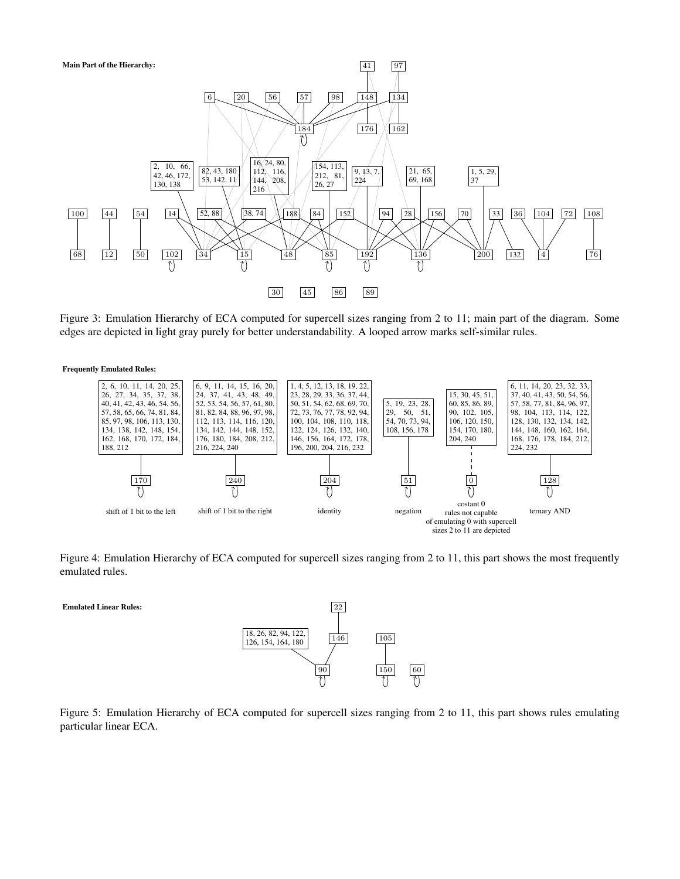**Main Part of the Hierarchy:**

Figure 3: Emulation Hierarchy of ECA computed for supercell sizes ranging from 2 to 11; main part of the diagram. Some edges are depicted in light gray purely for better understandability. A looped arrow marks self-similar rules.

**Frequently Emulated Rules:**

Figure 4: Emulation Hierarchy of ECA computed for supercell sizes ranging from 2 to 11, this part shows the most frequently emulated rules.

**Emulated Linear Rules:**

Figure 5: Emulation Hierarchy of ECA computed for supercell sizes ranging from 2 to 11, this part shows rules emulating particular linear ECA.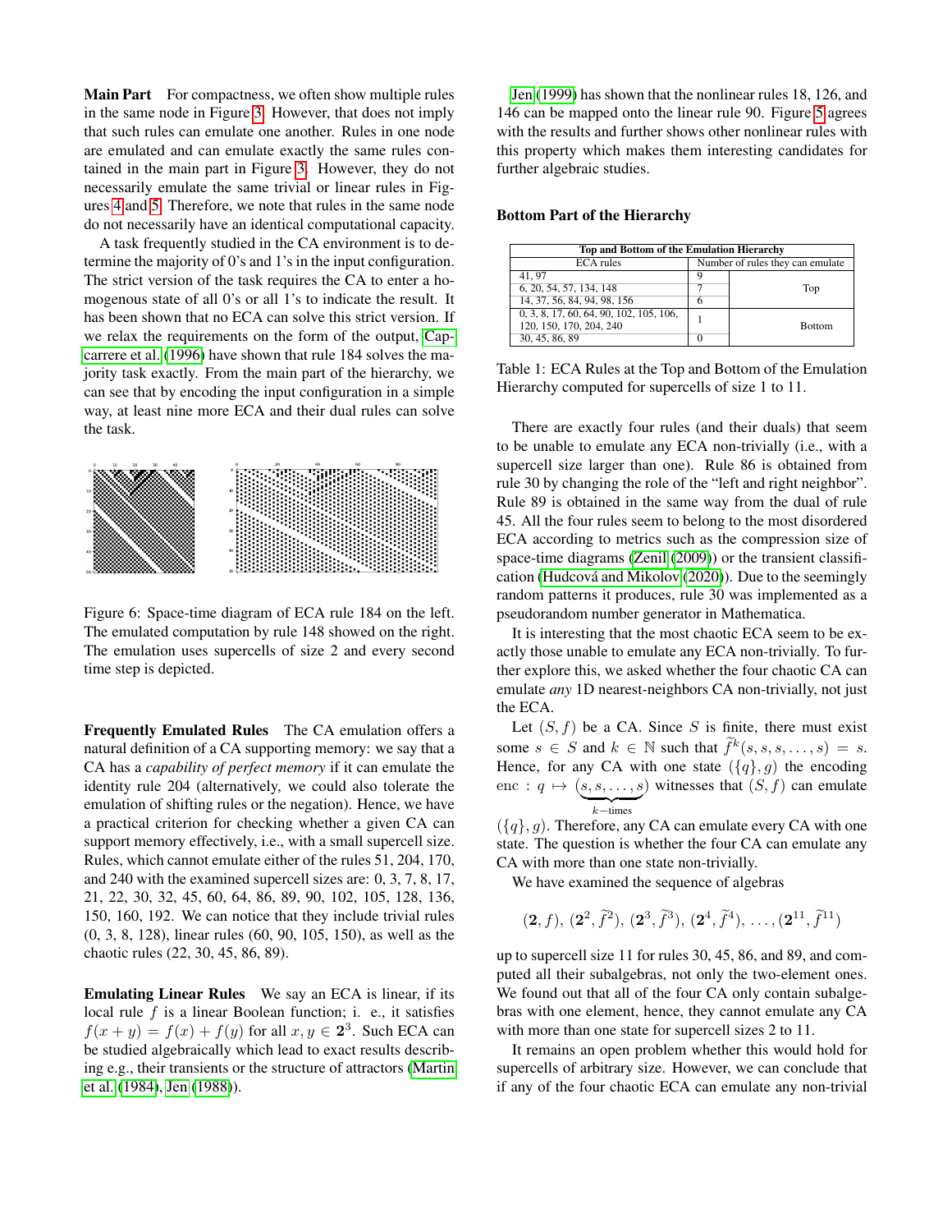**Main Part** For compactness, we often show multiple rules in the same node in Figure 3. However, that does not imply that such rules can emulate one another. Rules in one node are emulated and can emulate exactly the same rules contained in the main part in Figure 3. However, they do not necessarily emulate the same trivial or linear rules in Figures 4 and 5. Therefore, we note that rules in the same node do not necessarily have an identical computational capacity.

A task frequently studied in the CA environment is to determine the majority of 0's and 1's in the input configuration. The strict version of the task requires the CA to enter a homogenous state of all 0's or all 1's to indicate the result. It has been shown that no ECA can solve this strict version. If we relax the requirements on the form of the output, Capcarrere et al. (1996) have shown that rule 184 solves the majority task exactly. From the main part of the hierarchy, we can see that by encoding the input configuration in a simple way, at least nine more ECA and their dual rules can solve the task.

Figure 6: Space-time diagram of ECA rule 184 on the left. The emulated computation by rule 148 showed on the right. The emulation uses supercells of size 2 and every second time step is depicted.

**Frequently Emulated Rules** The CA emulation offers a natural definition of a CA supporting memory: we say that a CA has a *capability of perfect memory* if it can emulate the identity rule 204 (alternatively, we could also tolerate the emulation of shifting rules or the negation). Hence, we have a practical criterion for checking whether a given CA can support memory effectively, i.e., with a small supercell size. Rules, which cannot emulate either of the rules 51, 204, 170, and 240 with the examined supercell sizes are: 0, 3, 7, 8, 17, 21, 22, 30, 32, 45, 60, 64, 86, 89, 90, 102, 105, 128, 136, 150, 160, 192. We can notice that they include trivial rules (0, 3, 8, 128), linear rules (60, 90, 105, 150), as well as the chaotic rules (22, 30, 45, 86, 89).

**Emulating Linear Rules** We say an ECA is linear, if its local rule $f$ is a linear Boolean function; i. e., it satisfies $f(x + y) = f(x) + f(y)$ for all $x, y \in \mathbf{2}^3$. Such ECA can be studied algebraically which lead to exact results describing e.g., their transients or the structure of attractors (Martin et al. (1984), Jen (1988)).

Jen (1999) has shown that the nonlinear rules 18, 126, and 146 can be mapped onto the linear rule 90. Figure 5 agrees with the results and further shows other nonlinear rules with this property which makes them interesting candidates for further algebraic studies.

**Bottom Part of the Hierarchy**

| Top and Bottom of the Emulation Hierarchy | | |
|---|---|---|
| ECA rules | Number of rules they can emulate | |
| 41, 97 | 9 | Top |
| 6, 20, 54, 57, 134, 148 | 7 | |
| 14, 37, 56, 84, 94, 98, 156 | 6 | |
| 0, 3, 8, 17, 60, 64, 90, 102, 105, 106, 120, 150, 170, 204, 240 | 1 | Bottom |
| 30, 45, 86, 89 | 0 | |

Table 1: ECA Rules at the Top and Bottom of the Emulation Hierarchy computed for supercells of size 1 to 11.

There are exactly four rules (and their duals) that seem to be unable to emulate any ECA non-trivially (i.e., with a supercell size larger than one). Rule 86 is obtained from rule 30 by changing the role of the "left and right neighbor". Rule 89 is obtained in the same way from the dual of rule 45. All the four rules seem to belong to the most disordered ECA according to metrics such as the compression size of space-time diagrams (Zenil (2009)) or the transient classification (Hudcová and Mikolov (2020)). Due to the seemingly random patterns it produces, rule 30 was implemented as a pseudorandom number generator in Mathematica.

It is interesting that the most chaotic ECA seem to be exactly those unable to emulate any ECA non-trivially. To further explore this, we asked whether the four chaotic CA can emulate *any* 1D nearest-neighbors CA non-trivially, not just the ECA.

Let $(S, f)$ be a CA. Since $S$ is finite, there must exist some $s \in S$ and $k \in \mathbb{N}$ such that $\widetilde{f}^k(s, s, s, \ldots, s) = s$. Hence, for any CA with one state $(\{q\}, g)$ the encoding $\mathrm{enc} : q \mapsto \underbrace{(s, s, \ldots, s)}_{k-\text{times}}$ witnesses that $(S, f)$ can emulate $(\{q\}, g)$. Therefore, any CA can emulate every CA with one state. The question is whether the four CA can emulate any CA with more than one state non-trivially.

We have examined the sequence of algebras

$$(\mathbf{2}, f),\ (\mathbf{2}^2, \widetilde{f}^2),\ (\mathbf{2}^3, \widetilde{f}^3),\ (\mathbf{2}^4, \widetilde{f}^4),\ \ldots, (\mathbf{2}^{11}, \widetilde{f}^{11})$$

up to supercell size 11 for rules 30, 45, 86, and 89, and computed all their subalgebras, not only the two-element ones. We found out that all of the four CA only contain subalgebras with one element, hence, they cannot emulate any CA with more than one state for supercell sizes 2 to 11.

It remains an open problem whether this would hold for supercells of arbitrary size. However, we can conclude that if any of the four chaotic ECA can emulate any non-trivial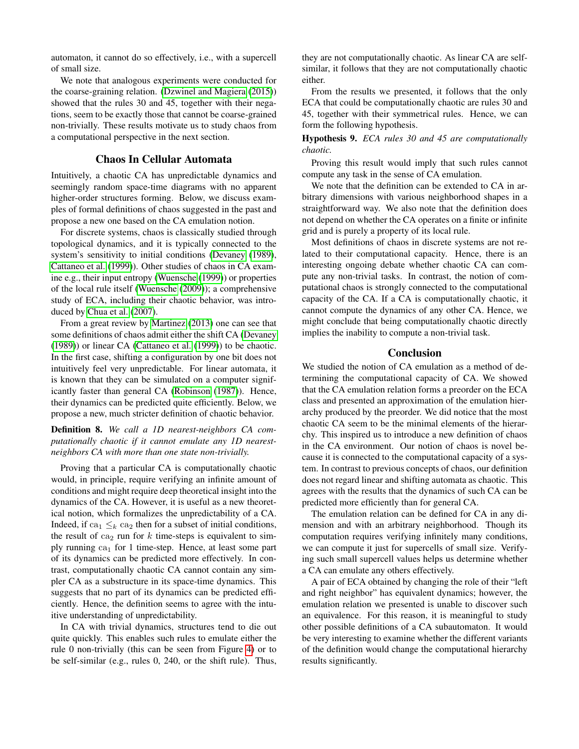automaton, it cannot do so effectively, i.e., with a supercell of small size.

We note that analogous experiments were conducted for the coarse-graining relation. (Dzwinel and Magiera (2015)) showed that the rules 30 and 45, together with their negations, seem to be exactly those that cannot be coarse-grained non-trivially. These results motivate us to study chaos from a computational perspective in the next section.

## Chaos In Cellular Automata

Intuitively, a chaotic CA has unpredictable dynamics and seemingly random space-time diagrams with no apparent higher-order structures forming. Below, we discuss examples of formal definitions of chaos suggested in the past and propose a new one based on the CA emulation notion.

For discrete systems, chaos is classically studied through topological dynamics, and it is typically connected to the system's sensitivity to initial conditions (Devaney (1989), Cattaneo et al. (1999)). Other studies of chaos in CA examine e.g., their input entropy (Wuensche (1999)) or properties of the local rule itself (Wuensche (2009)); a comprehensive study of ECA, including their chaotic behavior, was introduced by Chua et al. (2007).

From a great review by Martinez (2013) one can see that some definitions of chaos admit either the shift CA (Devaney (1989)) or linear CA (Cattaneo et al. (1999)) to be chaotic. In the first case, shifting a configuration by one bit does not intuitively feel very unpredictable. For linear automata, it is known that they can be simulated on a computer significantly faster than general CA (Robinson (1987)). Hence, their dynamics can be predicted quite efficiently. Below, we propose a new, much stricter definition of chaotic behavior.

**Definition 8.** *We call a 1D nearest-neighbors CA computationally chaotic if it cannot emulate any 1D nearest-neighbors CA with more than one state non-trivially.*

Proving that a particular CA is computationally chaotic would, in principle, require verifying an infinite amount of conditions and might require deep theoretical insight into the dynamics of the CA. However, it is useful as a new theoretical notion, which formalizes the unpredictability of a CA. Indeed, if $\mathrm{ca}_1 \leq_k \mathrm{ca}_2$ then for a subset of initial conditions, the result of $\mathrm{ca}_2$ run for $k$ time-steps is equivalent to simply running $\mathrm{ca}_1$ for 1 time-step. Hence, at least some part of its dynamics can be predicted more effectively. In contrast, computationally chaotic CA cannot contain any simpler CA as a substructure in its space-time dynamics. This suggests that no part of its dynamics can be predicted efficiently. Hence, the definition seems to agree with the intuitive understanding of unpredictability.

In CA with trivial dynamics, structures tend to die out quite quickly. This enables such rules to emulate either the rule 0 non-trivially (this can be seen from Figure 4) or to be self-similar (e.g., rules 0, 240, or the shift rule). Thus, they are not computationally chaotic. As linear CA are self-similar, it follows that they are not computationally chaotic either.

From the results we presented, it follows that the only ECA that could be computationally chaotic are rules 30 and 45, together with their symmetrical rules. Hence, we can form the following hypothesis.

**Hypothesis 9.** *ECA rules 30 and 45 are computationally chaotic.*

Proving this result would imply that such rules cannot compute any task in the sense of CA emulation.

We note that the definition can be extended to CA in arbitrary dimensions with various neighborhood shapes in a straightforward way. We also note that the definition does not depend on whether the CA operates on a finite or infinite grid and is purely a property of its local rule.

Most definitions of chaos in discrete systems are not related to their computational capacity. Hence, there is an interesting ongoing debate whether chaotic CA can compute any non-trivial tasks. In contrast, the notion of computational chaos is strongly connected to the computational capacity of the CA. If a CA is computationally chaotic, it cannot compute the dynamics of any other CA. Hence, we might conclude that being computationally chaotic directly implies the inability to compute a non-trivial task.

## Conclusion

We studied the notion of CA emulation as a method of determining the computational capacity of CA. We showed that the CA emulation relation forms a preorder on the ECA class and presented an approximation of the emulation hierarchy produced by the preorder. We did notice that the most chaotic CA seem to be the minimal elements of the hierarchy. This inspired us to introduce a new definition of chaos in the CA environment. Our notion of chaos is novel because it is connected to the computational capacity of a system. In contrast to previous concepts of chaos, our definition does not regard linear and shifting automata as chaotic. This agrees with the results that the dynamics of such CA can be predicted more efficiently than for general CA.

The emulation relation can be defined for CA in any dimension and with an arbitrary neighborhood. Though its computation requires verifying infinitely many conditions, we can compute it just for supercells of small size. Verifying such small supercell values helps us determine whether a CA can emulate any others effectively.

A pair of ECA obtained by changing the role of their "left and right neighbor" has equivalent dynamics; however, the emulation relation we presented is unable to discover such an equivalence. For this reason, it is meaningful to study other possible definitions of a CA subautomaton. It would be very interesting to examine whether the different variants of the definition would change the computational hierarchy results significantly.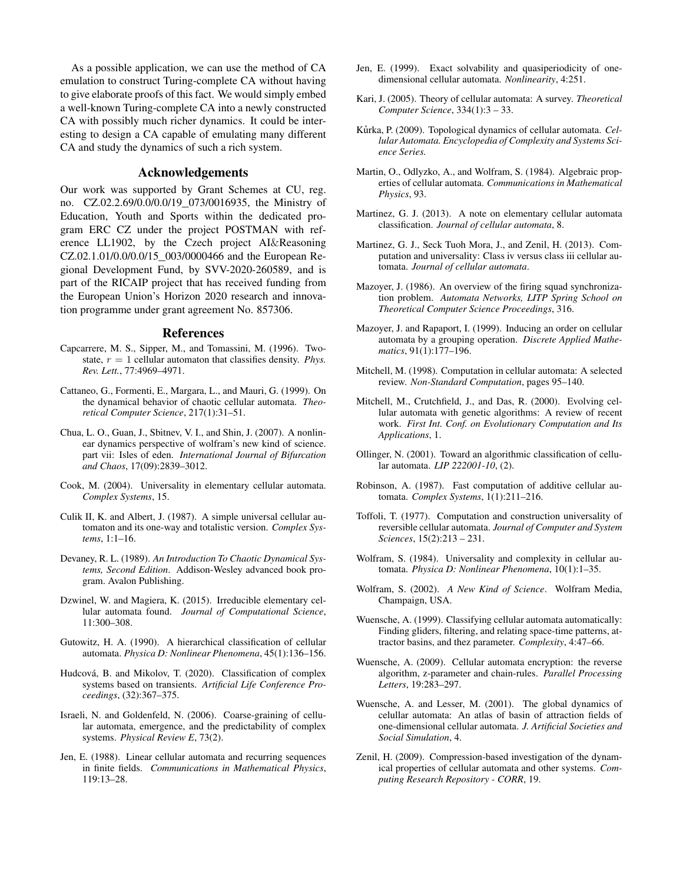As a possible application, we can use the method of CA emulation to construct Turing-complete CA without having to give elaborate proofs of this fact. We would simply embed a well-known Turing-complete CA into a newly constructed CA with possibly much richer dynamics. It could be interesting to design a CA capable of emulating many different CA and study the dynamics of such a rich system.

## Acknowledgements

Our work was supported by Grant Schemes at CU, reg. no. CZ.02.2.69/0.0/0.0/19_073/0016935, the Ministry of Education, Youth and Sports within the dedicated program ERC CZ under the project POSTMAN with reference LL1902, by the Czech project AI&Reasoning CZ.02.1.01/0.0/0.0/15_003/0000466 and the European Regional Development Fund, by SVV-2020-260589, and is part of the RICAIP project that has received funding from the European Union's Horizon 2020 research and innovation programme under grant agreement No. 857306.

## References

Capcarrere, M. S., Sipper, M., and Tomassini, M. (1996). Two-state, $r = 1$ cellular automaton that classifies density. *Phys. Rev. Lett.*, 77:4969–4971.

Cattaneo, G., Formenti, E., Margara, L., and Mauri, G. (1999). On the dynamical behavior of chaotic cellular automata. *Theoretical Computer Science*, 217(1):31–51.

Chua, L. O., Guan, J., Sbitnev, V. I., and Shin, J. (2007). A nonlinear dynamics perspective of wolfram's new kind of science. part vii: Isles of eden. *International Journal of Bifurcation and Chaos*, 17(09):2839–3012.

Cook, M. (2004). Universality in elementary cellular automata. *Complex Systems*, 15.

Culik II, K. and Albert, J. (1987). A simple universal cellular automaton and its one-way and totalistic version. *Complex Systems*, 1:1–16.

Devaney, R. L. (1989). *An Introduction To Chaotic Dynamical Systems, Second Edition*. Addison-Wesley advanced book program. Avalon Publishing.

Dzwinel, W. and Magiera, K. (2015). Irreducible elementary cellular automata found. *Journal of Computational Science*, 11:300–308.

Gutowitz, H. A. (1990). A hierarchical classification of cellular automata. *Physica D: Nonlinear Phenomena*, 45(1):136–156.

Hudcová, B. and Mikolov, T. (2020). Classification of complex systems based on transients. *Artificial Life Conference Proceedings*, (32):367–375.

Israeli, N. and Goldenfeld, N. (2006). Coarse-graining of cellular automata, emergence, and the predictability of complex systems. *Physical Review E*, 73(2).

Jen, E. (1988). Linear cellular automata and recurring sequences in finite fields. *Communications in Mathematical Physics*, 119:13–28.

Jen, E. (1999). Exact solvability and quasiperiodicity of one-dimensional cellular automata. *Nonlinearity*, 4:251.

Kari, J. (2005). Theory of cellular automata: A survey. *Theoretical Computer Science*, 334(1):3 – 33.

Kůrka, P. (2009). Topological dynamics of cellular automata. *Cellular Automata. Encyclopedia of Complexity and Systems Science Series.*

Martin, O., Odlyzko, A., and Wolfram, S. (1984). Algebraic properties of cellular automata. *Communications in Mathematical Physics*, 93.

Martinez, G. J. (2013). A note on elementary cellular automata classification. *Journal of cellular automata*, 8.

Martinez, G. J., Seck Tuoh Mora, J., and Zenil, H. (2013). Computation and universality: Class iv versus class iii cellular automata. *Journal of cellular automata*.

Mazoyer, J. (1986). An overview of the firing squad synchronization problem. *Automata Networks, LITP Spring School on Theoretical Computer Science Proceedings*, 316.

Mazoyer, J. and Rapaport, I. (1999). Inducing an order on cellular automata by a grouping operation. *Discrete Applied Mathematics*, 91(1):177–196.

Mitchell, M. (1998). Computation in cellular automata: A selected review. *Non-Standard Computation*, pages 95–140.

Mitchell, M., Crutchfield, J., and Das, R. (2000). Evolving cellular automata with genetic algorithms: A review of recent work. *First Int. Conf. on Evolutionary Computation and Its Applications*, 1.

Ollinger, N. (2001). Toward an algorithmic classification of cellular automata. *LIP 222001-10*, (2).

Robinson, A. (1987). Fast computation of additive cellular automata. *Complex Systems*, 1(1):211–216.

Toffoli, T. (1977). Computation and construction universality of reversible cellular automata. *Journal of Computer and System Sciences*, 15(2):213 – 231.

Wolfram, S. (1984). Universality and complexity in cellular automata. *Physica D: Nonlinear Phenomena*, 10(1):1–35.

Wolfram, S. (2002). *A New Kind of Science*. Wolfram Media, Champaign, USA.

Wuensche, A. (1999). Classifying cellular automata automatically: Finding gliders, filtering, and relating space-time patterns, attractor basins, and thez parameter. *Complexity*, 4:47–66.

Wuensche, A. (2009). Cellular automata encryption: the reverse algorithm, z-parameter and chain-rules. *Parallel Processing Letters*, 19:283–297.

Wuensche, A. and Lesser, M. (2001). The global dynamics of celullar automata: An atlas of basin of attraction fields of one-dimensional cellular automata. *J. Artificial Societies and Social Simulation*, 4.

Zenil, H. (2009). Compression-based investigation of the dynamical properties of cellular automata and other systems. *Computing Research Repository - CORR*, 19.